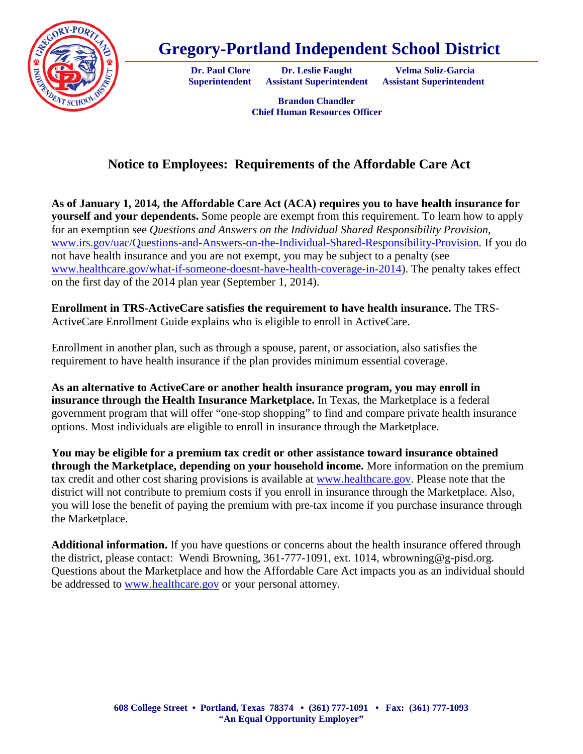# Gregory-Portland Independent School District

**Dr. Paul Clore**
**Superintendent**

**Dr. Leslie Faught**
**Assistant Superintendent**

**Velma Soliz-Garcia**
**Assistant Superintendent**

**Brandon Chandler**
**Chief Human Resources Officer**

## Notice to Employees: Requirements of the Affordable Care Act

**As of January 1, 2014, the Affordable Care Act (ACA) requires you to have health insurance for yourself and your dependents.** Some people are exempt from this requirement. To learn how to apply for an exemption see *Questions and Answers on the Individual Shared Responsibility Provision*, www.irs.gov/uac/Questions-and-Answers-on-the-Individual-Shared-Responsibility-Provision. If you do not have health insurance and you are not exempt, you may be subject to a penalty (see www.healthcare.gov/what-if-someone-doesnt-have-health-coverage-in-2014). The penalty takes effect on the first day of the 2014 plan year (September 1, 2014).

**Enrollment in TRS-ActiveCare satisfies the requirement to have health insurance.** The TRS-ActiveCare Enrollment Guide explains who is eligible to enroll in ActiveCare.

Enrollment in another plan, such as through a spouse, parent, or association, also satisfies the requirement to have health insurance if the plan provides minimum essential coverage.

**As an alternative to ActiveCare or another health insurance program, you may enroll in insurance through the Health Insurance Marketplace.** In Texas, the Marketplace is a federal government program that will offer "one-stop shopping" to find and compare private health insurance options. Most individuals are eligible to enroll in insurance through the Marketplace.

**You may be eligible for a premium tax credit or other assistance toward insurance obtained through the Marketplace, depending on your household income.** More information on the premium tax credit and other cost sharing provisions is available at www.healthcare.gov. Please note that the district will not contribute to premium costs if you enroll in insurance through the Marketplace. Also, you will lose the benefit of paying the premium with pre-tax income if you purchase insurance through the Marketplace.

**Additional information.** If you have questions or concerns about the health insurance offered through the district, please contact: Wendi Browning, 361-777-1091, ext. 1014, wbrowning@g-pisd.org. Questions about the Marketplace and how the Affordable Care Act impacts you as an individual should be addressed to www.healthcare.gov or your personal attorney.

**608 College Street • Portland, Texas 78374 • (361) 777-1091 • Fax: (361) 777-1093**
**"An Equal Opportunity Employer"**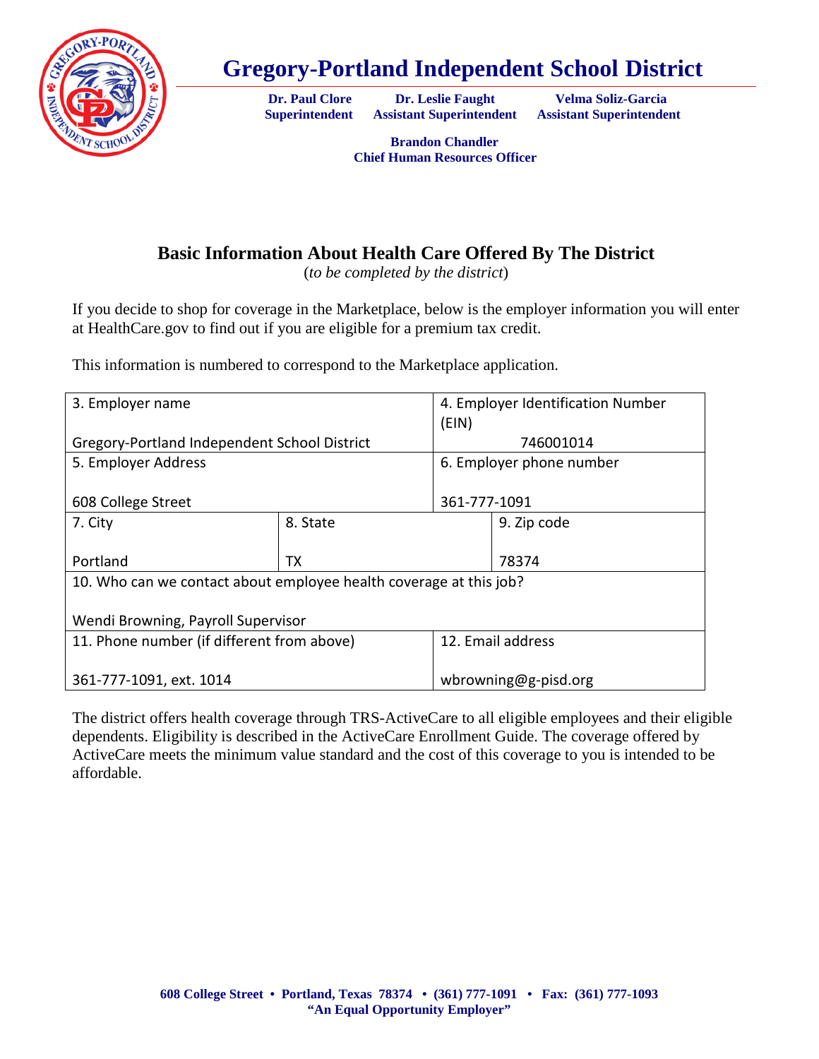# Gregory-Portland Independent School District

**Dr. Paul Clore**
**Superintendent**

**Dr. Leslie Faught**
**Assistant Superintendent**

**Velma Soliz-Garcia**
**Assistant Superintendent**

**Brandon Chandler**
**Chief Human Resources Officer**

## Basic Information About Health Care Offered By The District

(*to be completed by the district*)

If you decide to shop for coverage in the Marketplace, below is the employer information you will enter at HealthCare.gov to find out if you are eligible for a premium tax credit.

This information is numbered to correspond to the Marketplace application.

| | | | |
|---|---|---|---|
| 3. Employer name<br><br>Gregory-Portland Independent School District | | 4. Employer Identification Number (EIN)<br><br>746001014 | |
| 5. Employer Address<br><br>608 College Street | | 6. Employer phone number<br><br>361-777-1091 | |
| 7. City<br><br>Portland | 8. State<br><br>TX | | 9. Zip code<br><br>78374 |
| 10. Who can we contact about employee health coverage at this job?<br><br>Wendi Browning, Payroll Supervisor | | | |
| 11. Phone number (if different from above)<br><br>361-777-1091, ext. 1014 | | 12. Email address<br><br>wbrowning@g-pisd.org | |

The district offers health coverage through TRS-ActiveCare to all eligible employees and their eligible dependents. Eligibility is described in the ActiveCare Enrollment Guide. The coverage offered by ActiveCare meets the minimum value standard and the cost of this coverage to you is intended to be affordable.

**608 College Street • Portland, Texas 78374 • (361) 777-1091 • Fax: (361) 777-1093**
**"An Equal Opportunity Employer"**